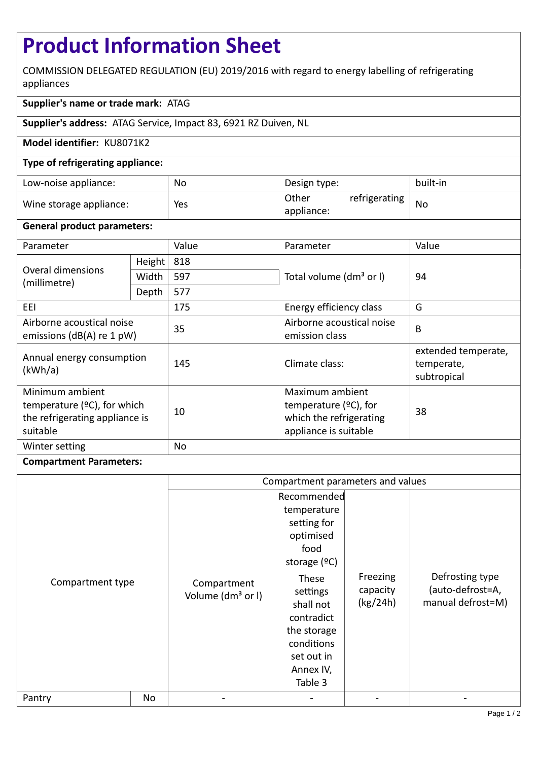# Product Information Sheet

COMMISSION DELEGATED REGULATION (EU) 2019/2016 with regard to energy labelling of refrigerating appliances

**Supplier's name or trade mark:** ATAG

**Supplier's address:** ATAG Service, Impact 83, 6921 RZ Duiven, NL

**Model identifier:** KU8071K2

**Type of refrigerating appliance:**

| | | | |
|---|---|---|---|
| Low-noise appliance: | No | Design type: | built-in |
| Wine storage appliance: | Yes | Other refrigerating appliance: | No |

**General product parameters:**

| Parameter | | Value | Parameter | Value |
|---|---|---|---|---|
| Overal dimensions (millimetre) | Height | 818 | Total volume (dm³ or l) | 94 |
| | Width | 597 | | |
| | Depth | 577 | | |
| EEI | | 175 | Energy efficiency class | G |
| Airborne acoustical noise emissions (dB(A) re 1 pW) | | 35 | Airborne acoustical noise emission class | B |
| Annual energy consumption (kWh/a) | | 145 | Climate class: | extended temperate, temperate, subtropical |
| Minimum ambient temperature (ºC), for which the refrigerating appliance is suitable | | 10 | Maximum ambient temperature (ºC), for which the refrigerating appliance is suitable | 38 |
| Winter setting | | No | | |

**Compartment Parameters:**

| Compartment type | | Compartment parameters and values | | | |
|---|---|---|---|---|---|
| | | Compartment Volume (dm³ or l) | Recommended temperature setting for optimised food storage (ºC) These settings shall not contradict the storage conditions set out in Annex IV, Table 3 | Freezing capacity (kg/24h) | Defrosting type (auto-defrost=A, manual defrost=M) |
| Pantry | No | - | - | - | - |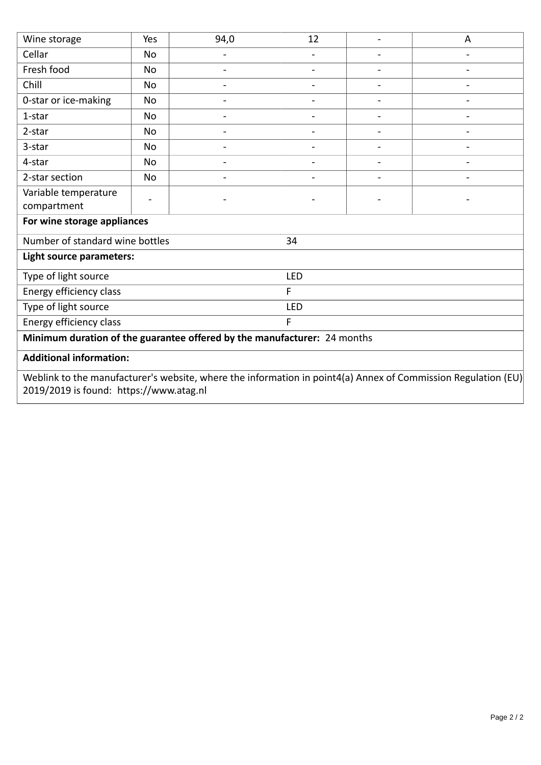| | | | | | |
|---|---|---|---|---|---|
| Wine storage | Yes | 94,0 | 12 | - | A |
| Cellar | No | - | - | - | - |
| Fresh food | No | - | - | - | - |
| Chill | No | - | - | - | - |
| 0-star or ice-making | No | - | - | - | - |
| 1-star | No | - | - | - | - |
| 2-star | No | - | - | - | - |
| 3-star | No | - | - | - | - |
| 4-star | No | - | - | - | - |
| 2-star section | No | - | - | - | - |
| Variable temperature compartment | - | - | - | - | - |

**For wine storage appliances**

| | |
|---|---|
| Number of standard wine bottles | 34 |

**Light source parameters:**

| | |
|---|---|
| Type of light source | LED |
| Energy efficiency class | F |
| Type of light source | LED |
| Energy efficiency class | F |

**Minimum duration of the guarantee offered by the manufacturer:** 24 months

**Additional information:**

Weblink to the manufacturer's website, where the information in point4(a) Annex of Commission Regulation (EU) 2019/2019 is found: https://www.atag.nl